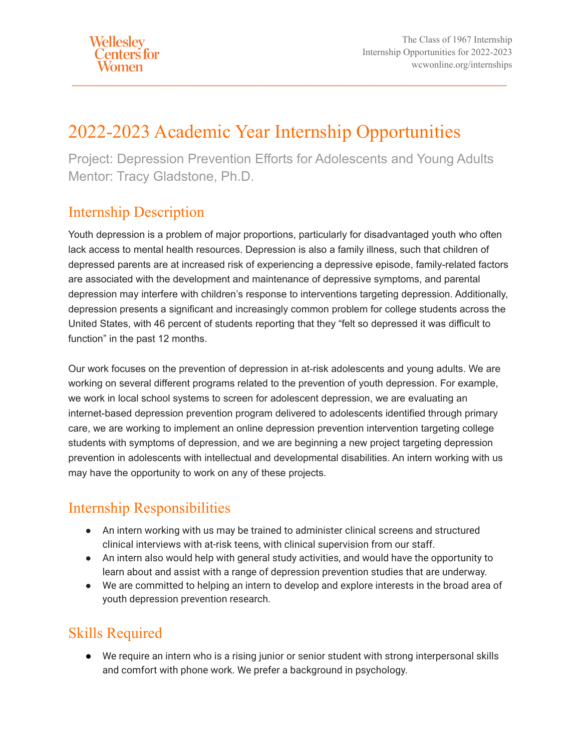# 2022-2023 Academic Year Internship Opportunities

Project: Depression Prevention Efforts for Adolescents and Young Adults
Mentor: Tracy Gladstone, Ph.D.

## Internship Description

Youth depression is a problem of major proportions, particularly for disadvantaged youth who often lack access to mental health resources. Depression is also a family illness, such that children of depressed parents are at increased risk of experiencing a depressive episode, family-related factors are associated with the development and maintenance of depressive symptoms, and parental depression may interfere with children's response to interventions targeting depression. Additionally, depression presents a significant and increasingly common problem for college students across the United States, with 46 percent of students reporting that they "felt so depressed it was difficult to function" in the past 12 months.

Our work focuses on the prevention of depression in at-risk adolescents and young adults. We are working on several different programs related to the prevention of youth depression. For example, we work in local school systems to screen for adolescent depression, we are evaluating an internet-based depression prevention program delivered to adolescents identified through primary care, we are working to implement an online depression prevention intervention targeting college students with symptoms of depression, and we are beginning a new project targeting depression prevention in adolescents with intellectual and developmental disabilities. An intern working with us may have the opportunity to work on any of these projects.

## Internship Responsibilities

- An intern working with us may be trained to administer clinical screens and structured clinical interviews with at-risk teens, with clinical supervision from our staff.
- An intern also would help with general study activities, and would have the opportunity to learn about and assist with a range of depression prevention studies that are underway.
- We are committed to helping an intern to develop and explore interests in the broad area of youth depression prevention research.

## Skills Required

- We require an intern who is a rising junior or senior student with strong interpersonal skills and comfort with phone work. We prefer a background in psychology.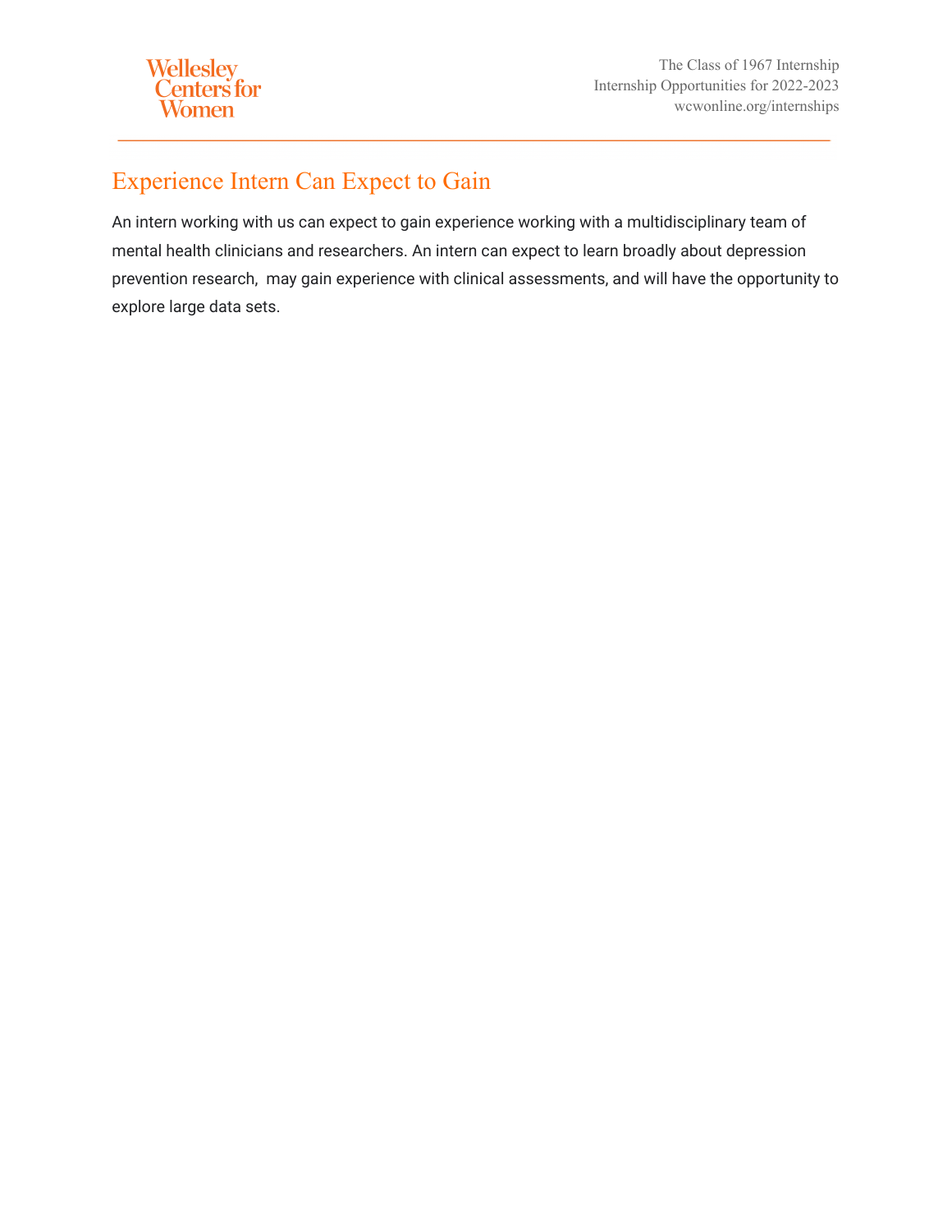## Experience Intern Can Expect to Gain

An intern working with us can expect to gain experience working with a multidisciplinary team of mental health clinicians and researchers. An intern can expect to learn broadly about depression prevention research, may gain experience with clinical assessments, and will have the opportunity to explore large data sets.